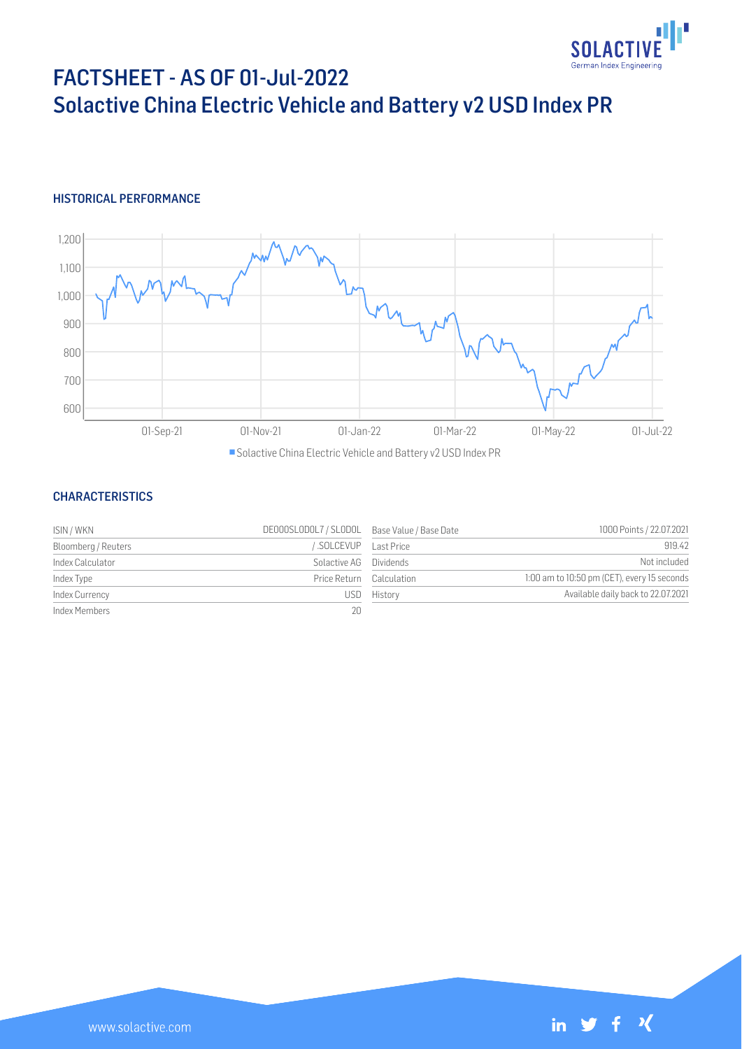# FACTSHEET - AS OF 01-Jul-2022
# Solactive China Electric Vehicle and Battery v2 USD Index PR

## HISTORICAL PERFORMANCE

## CHARACTERISTICS

| | | | |
|---|---|---|---|
| ISIN / WKN | DE000SL0DDL7 / SL0DDL | Base Value / Base Date | 1000 Points / 22.07.2021 |
| Bloomberg / Reuters | / .SOLCEVUP | Last Price | 919.42 |
| Index Calculator | Solactive AG | Dividends | Not included |
| Index Type | Price Return | Calculation | 1:00 am to 10:50 pm (CET), every 15 seconds |
| Index Currency | USD | History | Available daily back to 22.07.2021 |
| Index Members | 20 | | |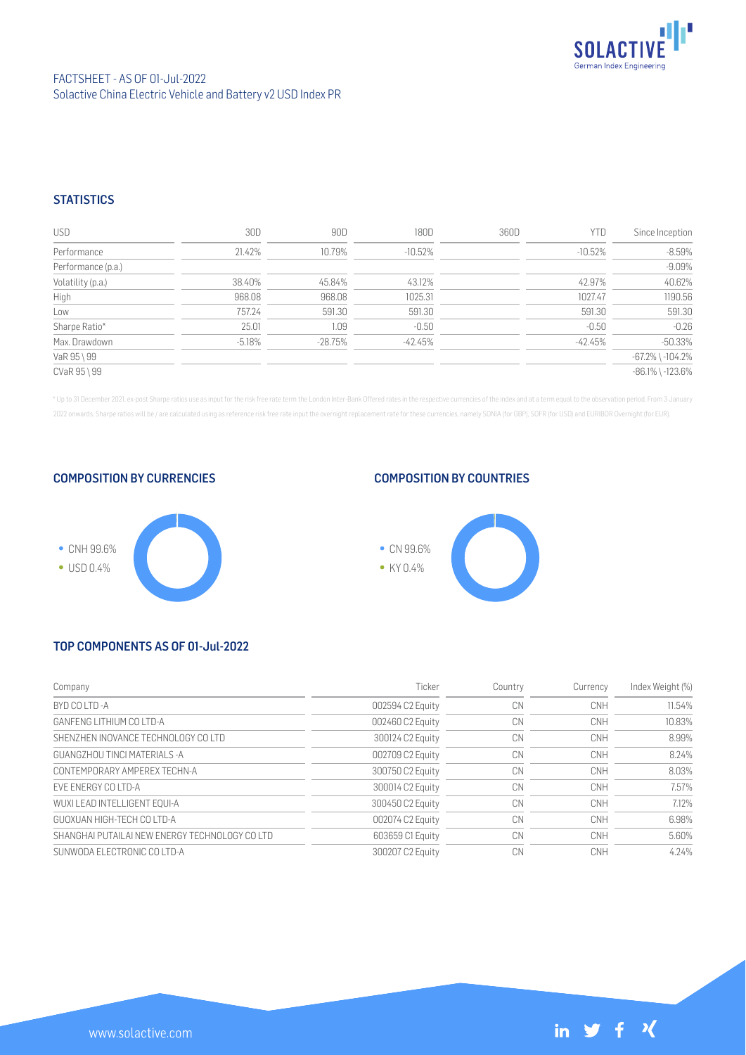FACTSHEET - AS OF 01-Jul-2022
Solactive China Electric Vehicle and Battery v2 USD Index PR

## STATISTICS

| USD | 30D | 90D | 180D | 360D | YTD | Since Inception |
|---|---|---|---|---|---|---|
| Performance | 21.42% | 10.79% | -10.52% | | -10.52% | -8.59% |
| Performance (p.a.) | | | | | | -9.09% |
| Volatility (p.a.) | 38.40% | 45.84% | 43.12% | | 42.97% | 40.62% |
| High | 968.08 | 968.08 | 1025.31 | | 1027.47 | 1190.56 |
| Low | 757.24 | 591.30 | 591.30 | | 591.30 | 591.30 |
| Sharpe Ratio* | 25.01 | 1.09 | -0.50 | | -0.50 | -0.26 |
| Max. Drawdown | -5.18% | -28.75% | -42.45% | | -42.45% | -50.33% |
| VaR 95 \ 99 | | | | | | -67.2% \ -104.2% |
| CVaR 95 \ 99 | | | | | | -86.1% \ -123.6% |

\* Up to 31 December 2021, ex-post Sharpe ratios use as input for the risk free rate term the London Inter-Bank Offered rates in the respective currencies of the index and at a term equal to the observation period. From 3 January 2022 onwards, Sharpe ratios will be / are calculated using as reference risk free rate input the overnight replacement rate for these currencies, namely SONIA (for GBP), SOFR (for USD) and EURIBOR Overnight (for EUR).

## COMPOSITION BY CURRENCIES

- CNH 99.6%
- USD 0.4%

## COMPOSITION BY COUNTRIES

- CN 99.6%
- KY 0.4%

## TOP COMPONENTS AS OF 01-Jul-2022

| Company | Ticker | Country | Currency | Index Weight (%) |
|---|---|---|---|---|
| BYD CO LTD -A | 002594 C2 Equity | CN | CNH | 11.54% |
| GANFENG LITHIUM CO LTD-A | 002460 C2 Equity | CN | CNH | 10.83% |
| SHENZHEN INOVANCE TECHNOLOGY CO LTD | 300124 C2 Equity | CN | CNH | 8.99% |
| GUANGZHOU TINCI MATERIALS -A | 002709 C2 Equity | CN | CNH | 8.24% |
| CONTEMPORARY AMPEREX TECHN-A | 300750 C2 Equity | CN | CNH | 8.03% |
| EVE ENERGY CO LTD-A | 300014 C2 Equity | CN | CNH | 7.57% |
| WUXI LEAD INTELLIGENT EQUI-A | 300450 C2 Equity | CN | CNH | 7.12% |
| GUOXUAN HIGH-TECH CO LTD-A | 002074 C2 Equity | CN | CNH | 6.98% |
| SHANGHAI PUTAILAI NEW ENERGY TECHNOLOGY CO LTD | 603659 C1 Equity | CN | CNH | 5.60% |
| SUNWODA ELECTRONIC CO LTD-A | 300207 C2 Equity | CN | CNH | 4.24% |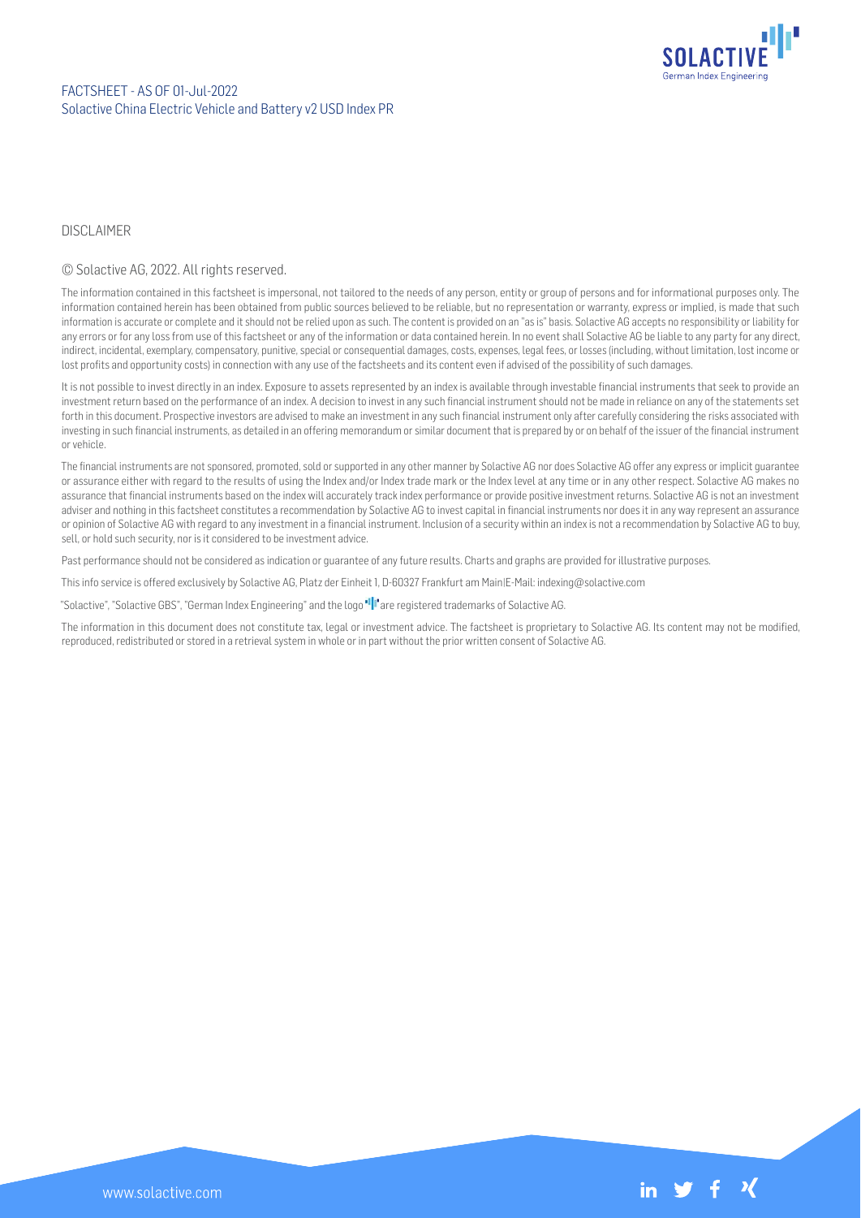## DISCLAIMER

© Solactive AG, 2022. All rights reserved.

The information contained in this factsheet is impersonal, not tailored to the needs of any person, entity or group of persons and for informational purposes only. The information contained herein has been obtained from public sources believed to be reliable, but no representation or warranty, express or implied, is made that such information is accurate or complete and it should not be relied upon as such. The content is provided on an "as is" basis. Solactive AG accepts no responsibility or liability for any errors or for any loss from use of this factsheet or any of the information or data contained herein. In no event shall Solactive AG be liable to any party for any direct, indirect, incidental, exemplary, compensatory, punitive, special or consequential damages, costs, expenses, legal fees, or losses (including, without limitation, lost income or lost profits and opportunity costs) in connection with any use of the factsheets and its content even if advised of the possibility of such damages.

It is not possible to invest directly in an index. Exposure to assets represented by an index is available through investable financial instruments that seek to provide an investment return based on the performance of an index. A decision to invest in any such financial instrument should not be made in reliance on any of the statements set forth in this document. Prospective investors are advised to make an investment in any such financial instrument only after carefully considering the risks associated with investing in such financial instruments, as detailed in an offering memorandum or similar document that is prepared by or on behalf of the issuer of the financial instrument or vehicle.

The financial instruments are not sponsored, promoted, sold or supported in any other manner by Solactive AG nor does Solactive AG offer any express or implicit guarantee or assurance either with regard to the results of using the Index and/or Index trade mark or the Index level at any time or in any other respect. Solactive AG makes no assurance that financial instruments based on the index will accurately track index performance or provide positive investment returns. Solactive AG is not an investment adviser and nothing in this factsheet constitutes a recommendation by Solactive AG to invest capital in financial instruments nor does it in any way represent an assurance or opinion of Solactive AG with regard to any investment in a financial instrument. Inclusion of a security within an index is not a recommendation by Solactive AG to buy, sell, or hold such security, nor is it considered to be investment advice.

Past performance should not be considered as indication or guarantee of any future results. Charts and graphs are provided for illustrative purposes.

This info service is offered exclusively by Solactive AG, Platz der Einheit 1, D-60327 Frankfurt am Main|E-Mail: indexing@solactive.com

"Solactive", "Solactive GBS", "German Index Engineering" and the logo are registered trademarks of Solactive AG.

The information in this document does not constitute tax, legal or investment advice. The factsheet is proprietary to Solactive AG. Its content may not be modified, reproduced, redistributed or stored in a retrieval system in whole or in part without the prior written consent of Solactive AG.